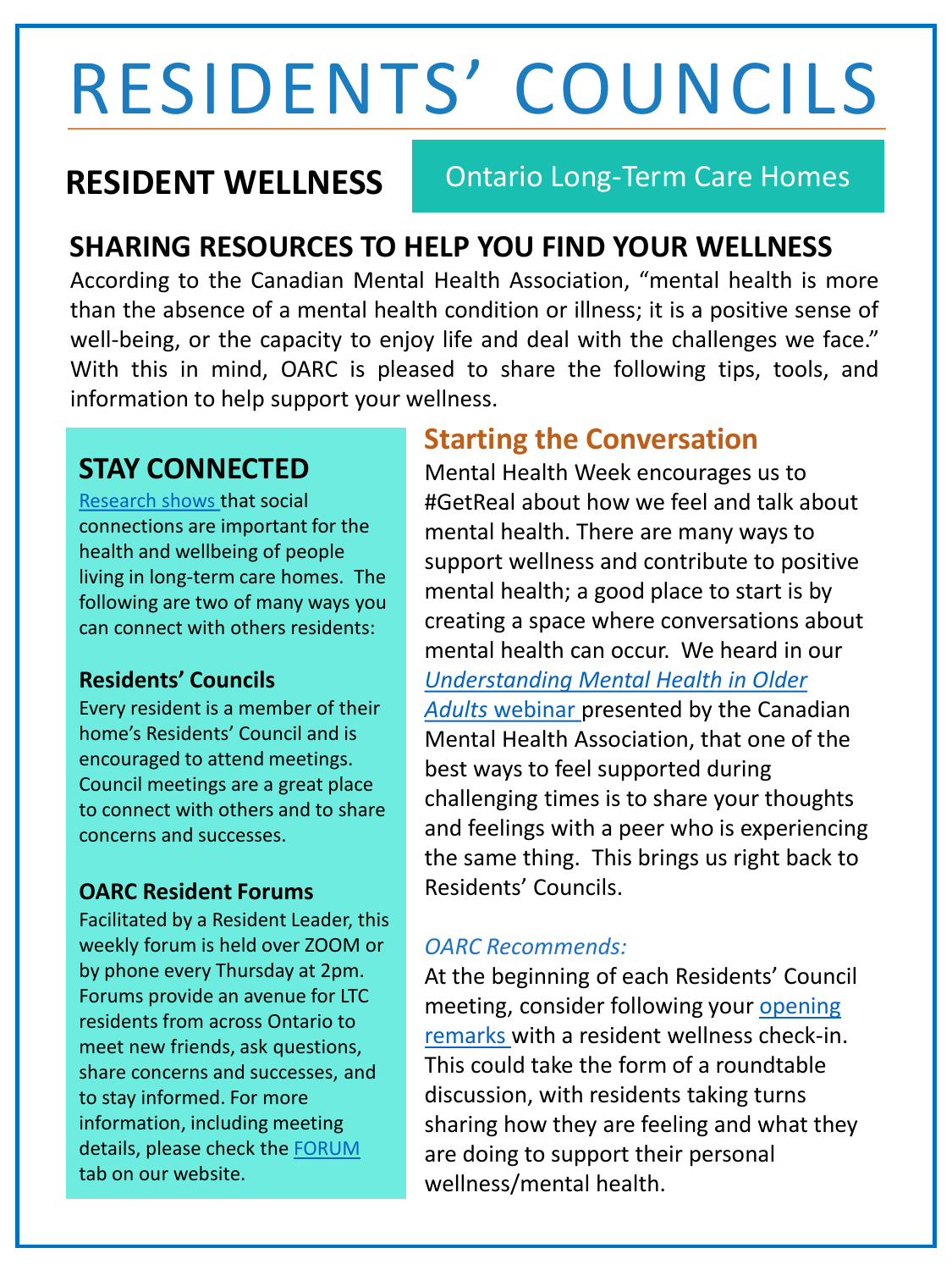# RESIDENTS' COUNCILS

## RESIDENT WELLNESS

Ontario Long-Term Care Homes

## SHARING RESOURCES TO HELP YOU FIND YOUR WELLNESS

According to the Canadian Mental Health Association, "mental health is more than the absence of a mental health condition or illness; it is a positive sense of well-being, or the capacity to enjoy life and deal with the challenges we face." With this in mind, OARC is pleased to share the following tips, tools, and information to help support your wellness.

## STAY CONNECTED

Research shows that social connections are important for the health and wellbeing of people living in long-term care homes. The following are two of many ways you can connect with others residents:

### Residents' Councils

Every resident is a member of their home's Residents' Council and is encouraged to attend meetings. Council meetings are a great place to connect with others and to share concerns and successes.

### OARC Resident Forums

Facilitated by a Resident Leader, this weekly forum is held over ZOOM or by phone every Thursday at 2pm. Forums provide an avenue for LTC residents from across Ontario to meet new friends, ask questions, share concerns and successes, and to stay informed. For more information, including meeting details, please check the FORUM tab on our website.

## Starting the Conversation

Mental Health Week encourages us to #GetReal about how we feel and talk about mental health. There are many ways to support wellness and contribute to positive mental health; a good place to start is by creating a space where conversations about mental health can occur. We heard in our *Understanding Mental Health in Older Adults* webinar presented by the Canadian Mental Health Association, that one of the best ways to feel supported during challenging times is to share your thoughts and feelings with a peer who is experiencing the same thing. This brings us right back to Residents' Councils.

*OARC Recommends:*

At the beginning of each Residents' Council meeting, consider following your opening remarks with a resident wellness check-in. This could take the form of a roundtable discussion, with residents taking turns sharing how they are feeling and what they are doing to support their personal wellness/mental health.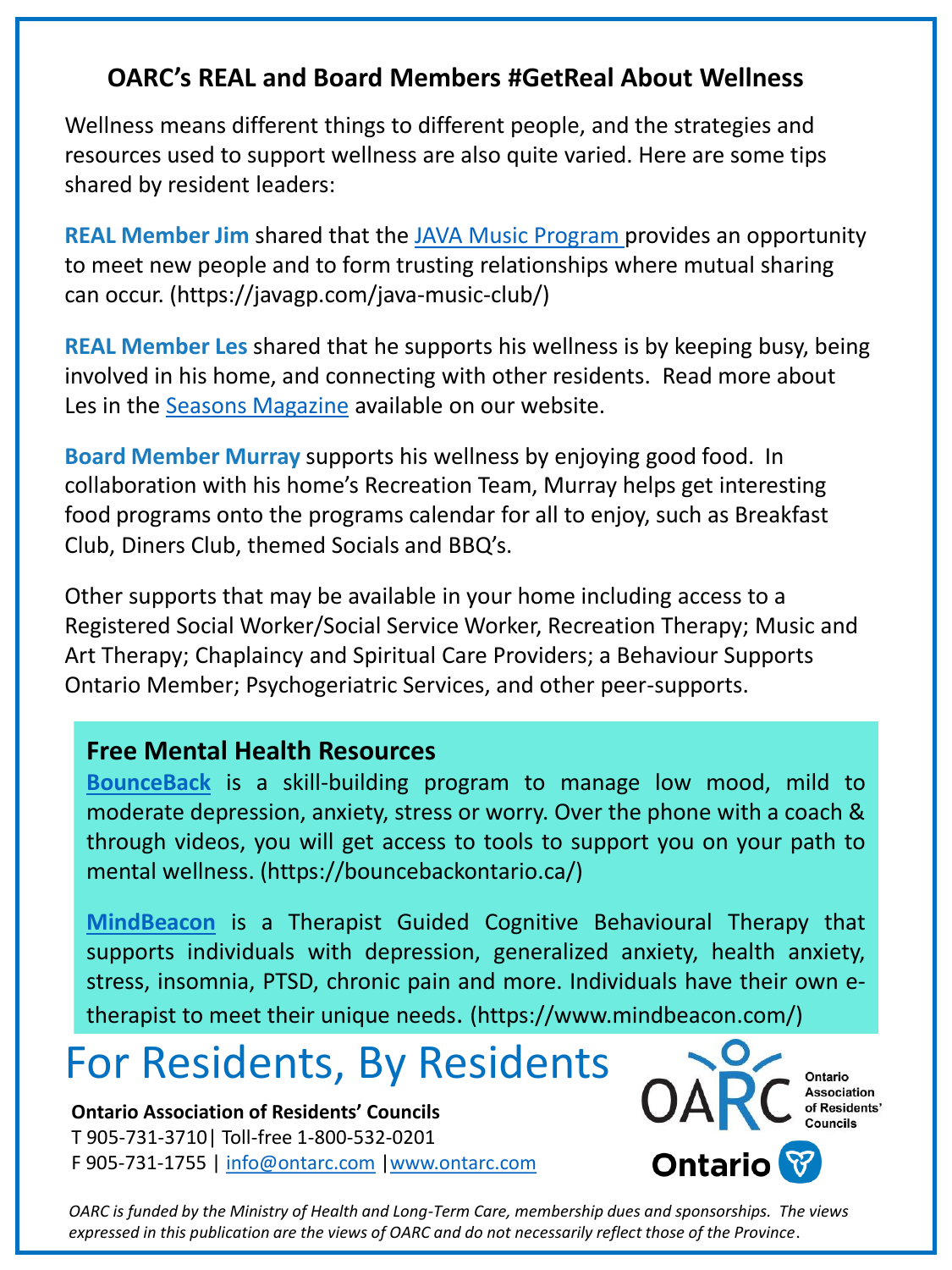## OARC's REAL and Board Members #GetReal About Wellness

Wellness means different things to different people, and the strategies and resources used to support wellness are also quite varied. Here are some tips shared by resident leaders:

**REAL Member Jim** shared that the JAVA Music Program provides an opportunity to meet new people and to form trusting relationships where mutual sharing can occur. (https://javagp.com/java-music-club/)

**REAL Member Les** shared that he supports his wellness is by keeping busy, being involved in his home, and connecting with other residents. Read more about Les in the Seasons Magazine available on our website.

**Board Member Murray** supports his wellness by enjoying good food. In collaboration with his home's Recreation Team, Murray helps get interesting food programs onto the programs calendar for all to enjoy, such as Breakfast Club, Diners Club, themed Socials and BBQ's.

Other supports that may be available in your home including access to a Registered Social Worker/Social Service Worker, Recreation Therapy; Music and Art Therapy; Chaplaincy and Spiritual Care Providers; a Behaviour Supports Ontario Member; Psychogeriatric Services, and other peer-supports.

### Free Mental Health Resources

**BounceBack** is a skill-building program to manage low mood, mild to moderate depression, anxiety, stress or worry. Over the phone with a coach & through videos, you will get access to tools to support you on your path to mental wellness. (https://bouncebackontario.ca/)

**MindBeacon** is a Therapist Guided Cognitive Behavioural Therapy that supports individuals with depression, generalized anxiety, health anxiety, stress, insomnia, PTSD, chronic pain and more. Individuals have their own e-therapist to meet their unique needs. (https://www.mindbeacon.com/)

# For Residents, By Residents

**Ontario Association of Residents' Councils**
T 905-731-3710| Toll-free 1-800-532-0201
F 905-731-1755 | info@ontarc.com |www.ontarc.com

OARC Ontario Association of Residents' Councils

Ontario

*OARC is funded by the Ministry of Health and Long-Term Care, membership dues and sponsorships. The views expressed in this publication are the views of OARC and do not necessarily reflect those of the Province.*